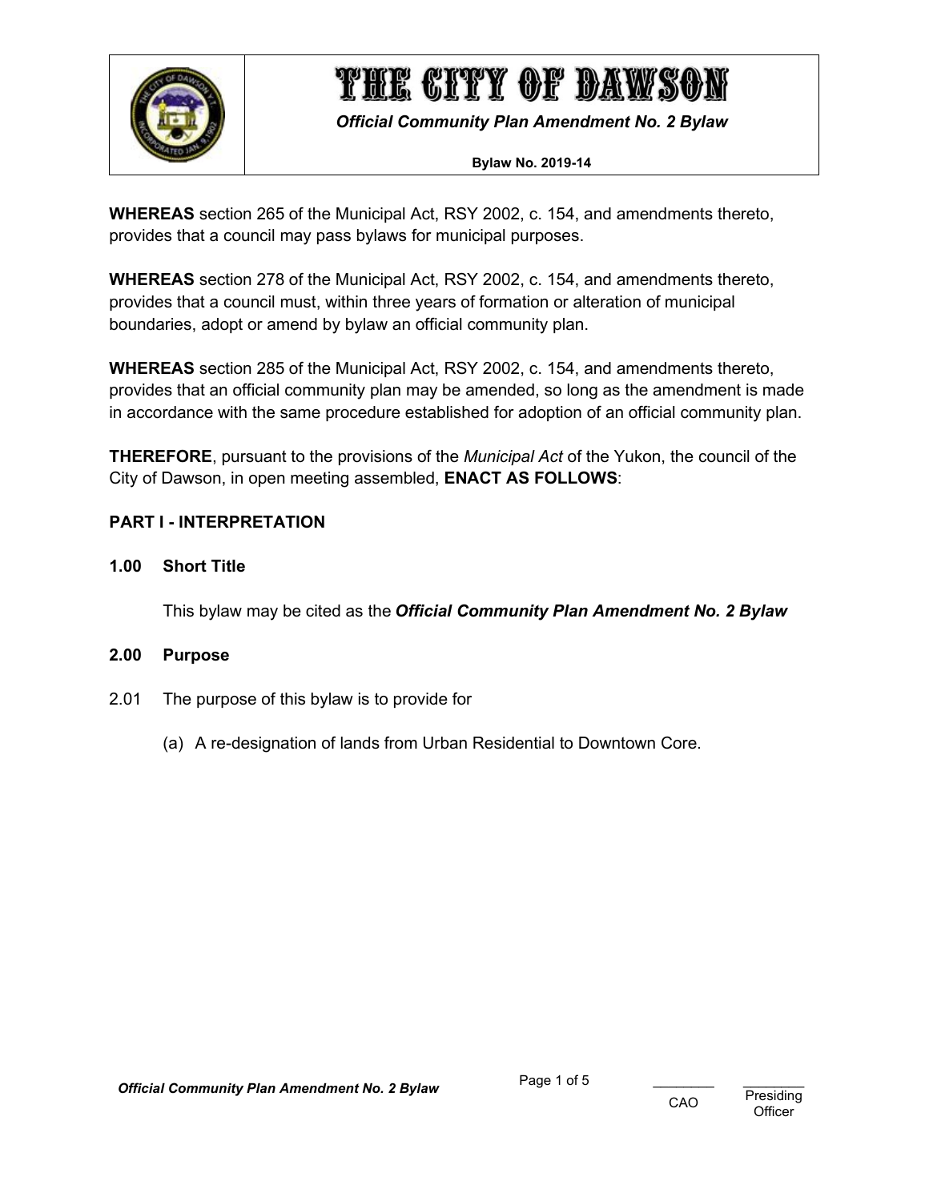# THE CITY OF DAWSON

***Official Community Plan Amendment No. 2 Bylaw***

**Bylaw No. 2019-14**

**WHEREAS** section 265 of the Municipal Act, RSY 2002, c. 154, and amendments thereto, provides that a council may pass bylaws for municipal purposes.

**WHEREAS** section 278 of the Municipal Act, RSY 2002, c. 154, and amendments thereto, provides that a council must, within three years of formation or alteration of municipal boundaries, adopt or amend by bylaw an official community plan.

**WHEREAS** section 285 of the Municipal Act, RSY 2002, c. 154, and amendments thereto, provides that an official community plan may be amended, so long as the amendment is made in accordance with the same procedure established for adoption of an official community plan.

**THEREFORE**, pursuant to the provisions of the *Municipal Act* of the Yukon, the council of the City of Dawson, in open meeting assembled, **ENACT AS FOLLOWS**:

## PART I - INTERPRETATION

### 1.00 Short Title

This bylaw may be cited as the ***Official Community Plan Amendment No. 2 Bylaw***

### 2.00 Purpose

2.01 The purpose of this bylaw is to provide for

(a) A re-designation of lands from Urban Residential to Downtown Core.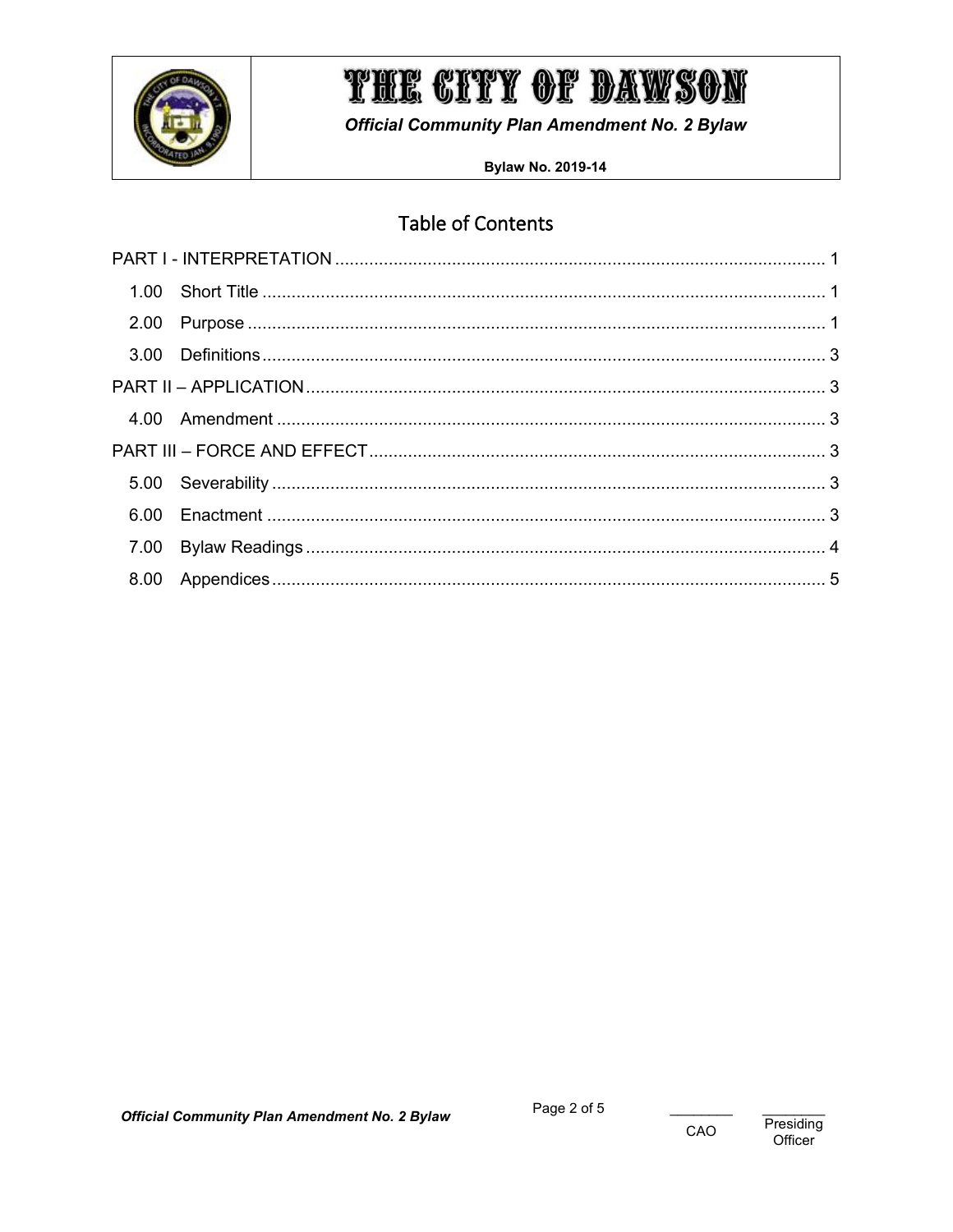# Table of Contents

PART I - INTERPRETATION .................................................... 1

- 1.00 Short Title .................................................... 1
- 2.00 Purpose .................................................... 1
- 3.00 Definitions .................................................... 3

PART II – APPLICATION .................................................... 3

- 4.00 Amendment .................................................... 3

PART III – FORCE AND EFFECT .................................................... 3

- 5.00 Severability .................................................... 3
- 6.00 Enactment .................................................... 3
- 7.00 Bylaw Readings .................................................... 4
- 8.00 Appendices .................................................... 5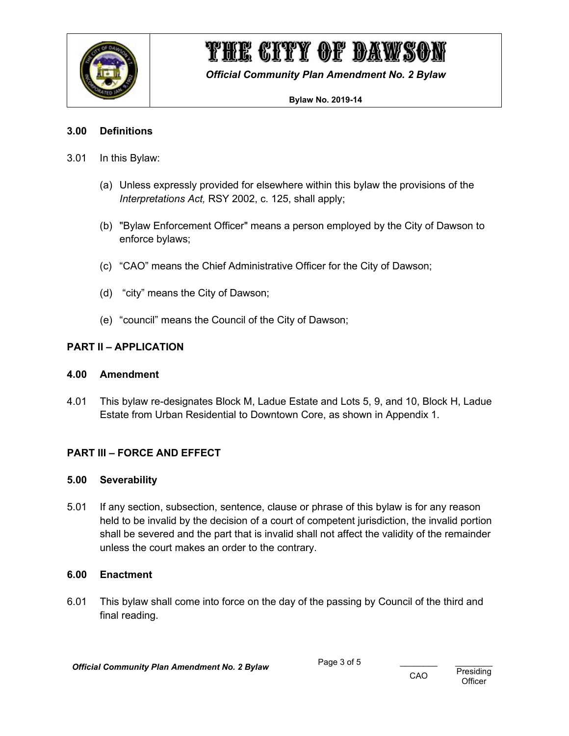### 3.00 Definitions

3.01 In this Bylaw:

(a) Unless expressly provided for elsewhere within this bylaw the provisions of the *Interpretations Act,* RSY 2002, c. 125, shall apply;

(b) "Bylaw Enforcement Officer" means a person employed by the City of Dawson to enforce bylaws;

(c) "CAO" means the Chief Administrative Officer for the City of Dawson;

(d) "city" means the City of Dawson;

(e) "council" means the Council of the City of Dawson;

## PART II – APPLICATION

### 4.00 Amendment

4.01 This bylaw re-designates Block M, Ladue Estate and Lots 5, 9, and 10, Block H, Ladue Estate from Urban Residential to Downtown Core, as shown in Appendix 1.

## PART III – FORCE AND EFFECT

### 5.00 Severability

5.01 If any section, subsection, sentence, clause or phrase of this bylaw is for any reason held to be invalid by the decision of a court of competent jurisdiction, the invalid portion shall be severed and the part that is invalid shall not affect the validity of the remainder unless the court makes an order to the contrary.

### 6.00 Enactment

6.01 This bylaw shall come into force on the day of the passing by Council of the third and final reading.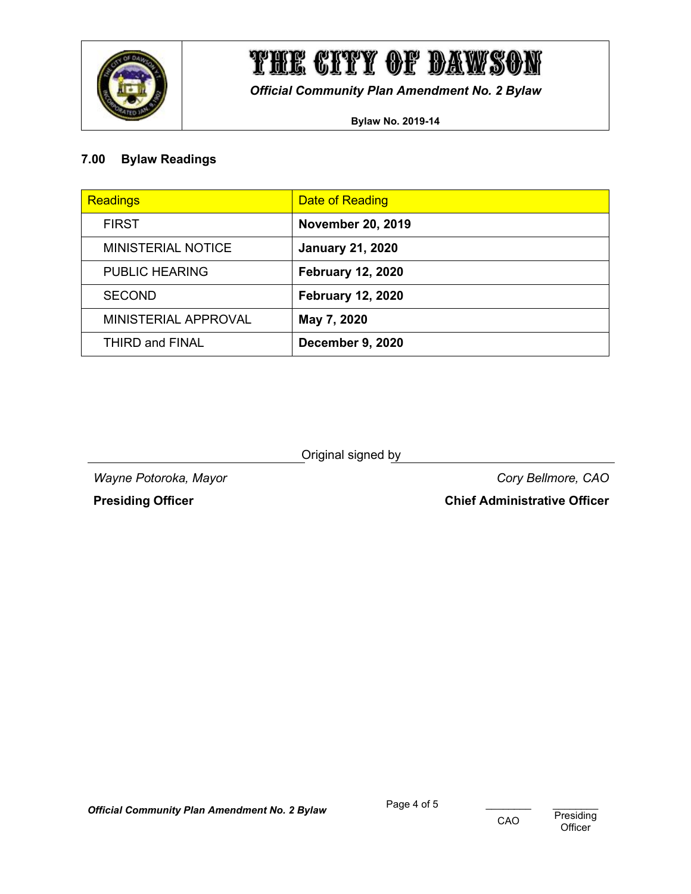## 7.00 Bylaw Readings

| Readings | Date of Reading |
|---|---|
| FIRST | **November 20, 2019** |
| MINISTERIAL NOTICE | **January 21, 2020** |
| PUBLIC HEARING | **February 12, 2020** |
| SECOND | **February 12, 2020** |
| MINISTERIAL APPROVAL | **May 7, 2020** |
| THIRD and FINAL | **December 9, 2020** |

Original signed by

*Wayne Potoroka, Mayor*

**Presiding Officer**

*Cory Bellmore, CAO*

**Chief Administrative Officer**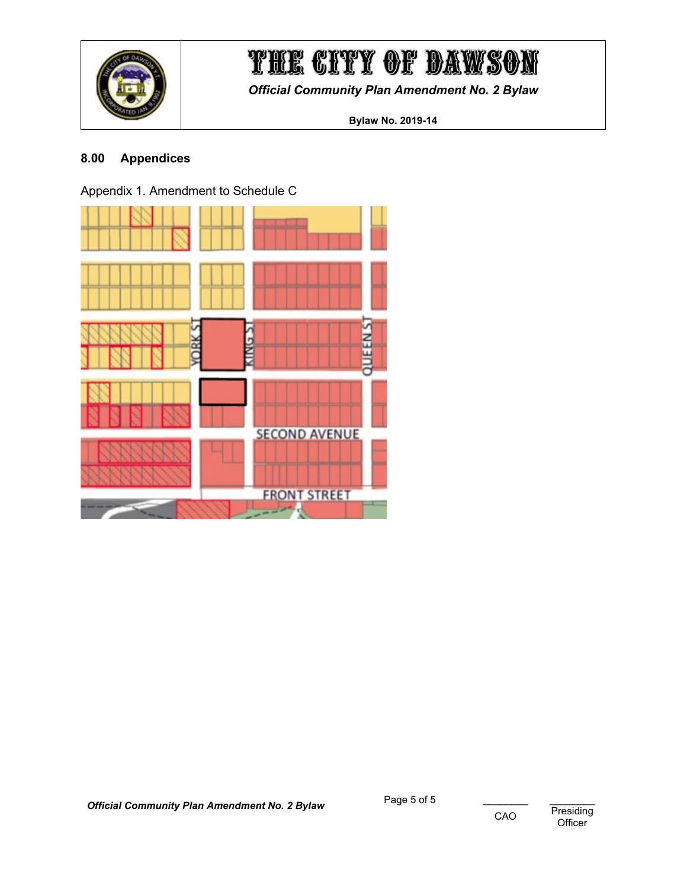## 8.00 Appendices

Appendix 1. Amendment to Schedule C

YORK ST

KING ST

QUEEN ST

SECOND AVENUE

FRONT STREET